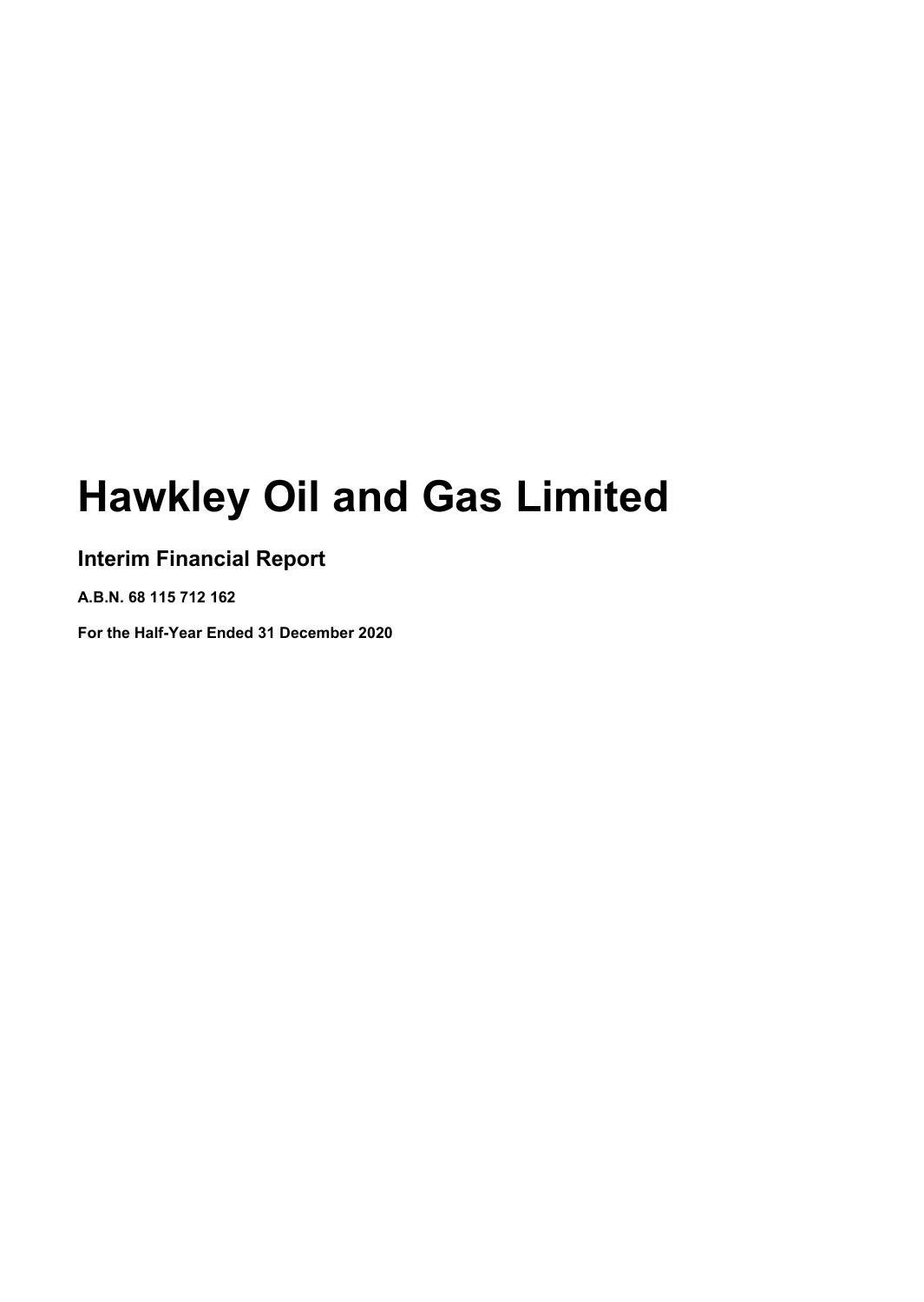# Hawkley Oil and Gas Limited

## Interim Financial Report

**A.B.N. 68 115 712 162**

**For the Half-Year Ended 31 December 2020**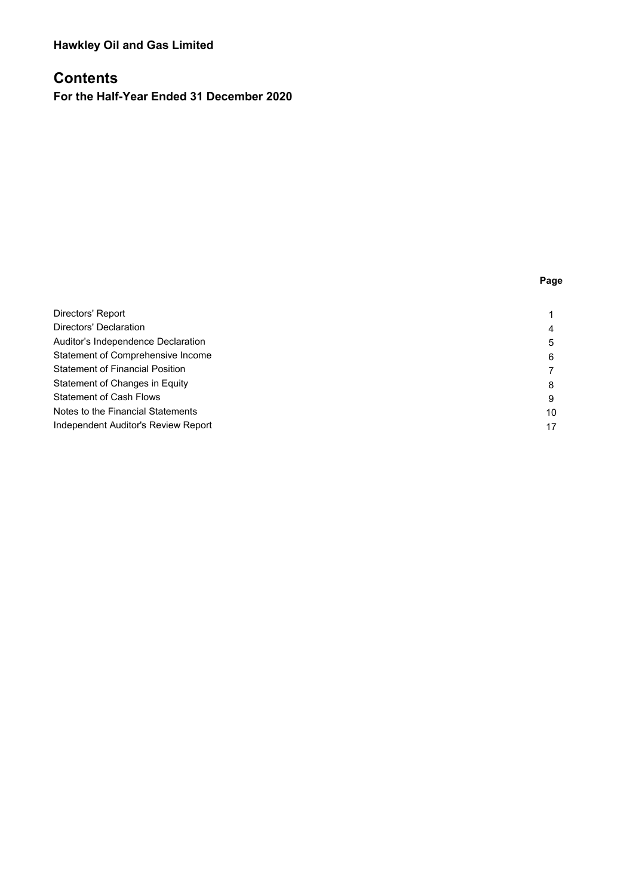**Hawkley Oil and Gas Limited**

# Contents

**For the Half-Year Ended 31 December 2020**

| | Page |
|---|---|
| Directors' Report | 1 |
| Directors' Declaration | 4 |
| Auditor’s Independence Declaration | 5 |
| Statement of Comprehensive Income | 6 |
| Statement of Financial Position | 7 |
| Statement of Changes in Equity | 8 |
| Statement of Cash Flows | 9 |
| Notes to the Financial Statements | 10 |
| Independent Auditor's Review Report | 17 |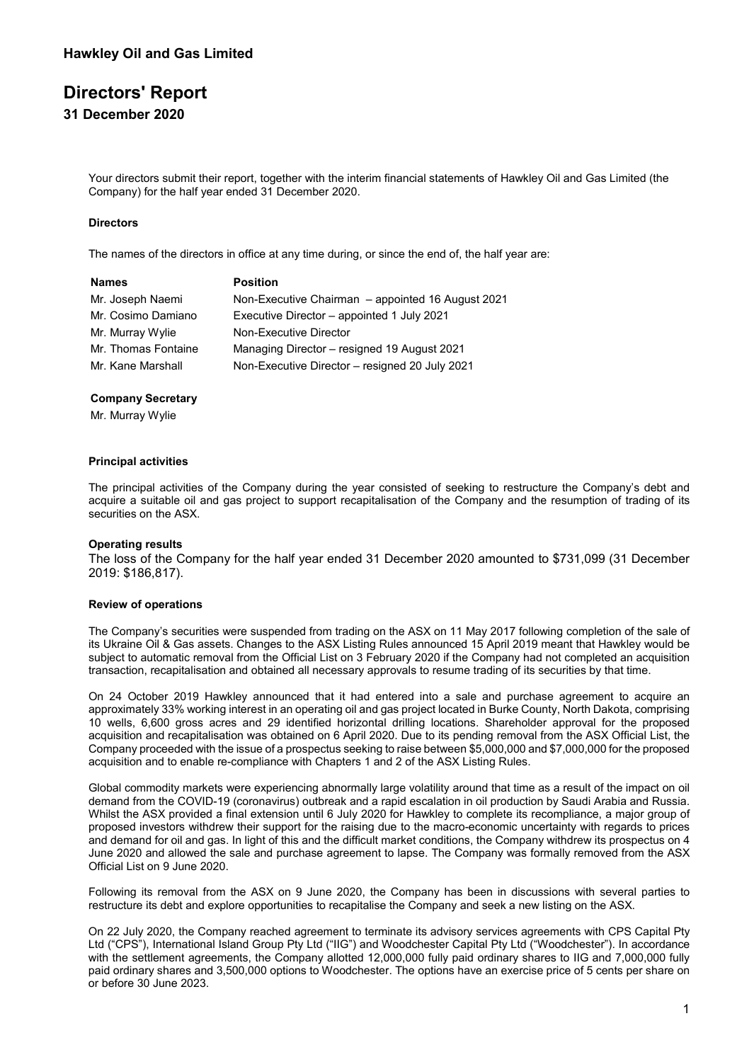# Hawkley Oil and Gas Limited

# Directors' Report

## 31 December 2020

Your directors submit their report, together with the interim financial statements of Hawkley Oil and Gas Limited (the Company) for the half year ended 31 December 2020.

### Directors

The names of the directors in office at any time during, or since the end of, the half year are:

| Names | Position |
|---|---|
| Mr. Joseph Naemi | Non-Executive Chairman – appointed 16 August 2021 |
| Mr. Cosimo Damiano | Executive Director – appointed 1 July 2021 |
| Mr. Murray Wylie | Non-Executive Director |
| Mr. Thomas Fontaine | Managing Director – resigned 19 August 2021 |
| Mr. Kane Marshall | Non-Executive Director – resigned 20 July 2021 |

### Company Secretary

Mr. Murray Wylie

### Principal activities

The principal activities of the Company during the year consisted of seeking to restructure the Company's debt and acquire a suitable oil and gas project to support recapitalisation of the Company and the resumption of trading of its securities on the ASX.

### Operating results

The loss of the Company for the half year ended 31 December 2020 amounted to $731,099 (31 December 2019: $186,817).

### Review of operations

The Company's securities were suspended from trading on the ASX on 11 May 2017 following completion of the sale of its Ukraine Oil & Gas assets. Changes to the ASX Listing Rules announced 15 April 2019 meant that Hawkley would be subject to automatic removal from the Official List on 3 February 2020 if the Company had not completed an acquisition transaction, recapitalisation and obtained all necessary approvals to resume trading of its securities by that time.

On 24 October 2019 Hawkley announced that it had entered into a sale and purchase agreement to acquire an approximately 33% working interest in an operating oil and gas project located in Burke County, North Dakota, comprising 10 wells, 6,600 gross acres and 29 identified horizontal drilling locations. Shareholder approval for the proposed acquisition and recapitalisation was obtained on 6 April 2020. Due to its pending removal from the ASX Official List, the Company proceeded with the issue of a prospectus seeking to raise between $5,000,000 and $7,000,000 for the proposed acquisition and to enable re-compliance with Chapters 1 and 2 of the ASX Listing Rules.

Global commodity markets were experiencing abnormally large volatility around that time as a result of the impact on oil demand from the COVID-19 (coronavirus) outbreak and a rapid escalation in oil production by Saudi Arabia and Russia. Whilst the ASX provided a final extension until 6 July 2020 for Hawkley to complete its recompliance, a major group of proposed investors withdrew their support for the raising due to the macro-economic uncertainty with regards to prices and demand for oil and gas. In light of this and the difficult market conditions, the Company withdrew its prospectus on 4 June 2020 and allowed the sale and purchase agreement to lapse. The Company was formally removed from the ASX Official List on 9 June 2020.

Following its removal from the ASX on 9 June 2020, the Company has been in discussions with several parties to restructure its debt and explore opportunities to recapitalise the Company and seek a new listing on the ASX.

On 22 July 2020, the Company reached agreement to terminate its advisory services agreements with CPS Capital Pty Ltd ("CPS"), International Island Group Pty Ltd ("IIG") and Woodchester Capital Pty Ltd ("Woodchester"). In accordance with the settlement agreements, the Company allotted 12,000,000 fully paid ordinary shares to IIG and 7,000,000 fully paid ordinary shares and 3,500,000 options to Woodchester. The options have an exercise price of 5 cents per share on or before 30 June 2023.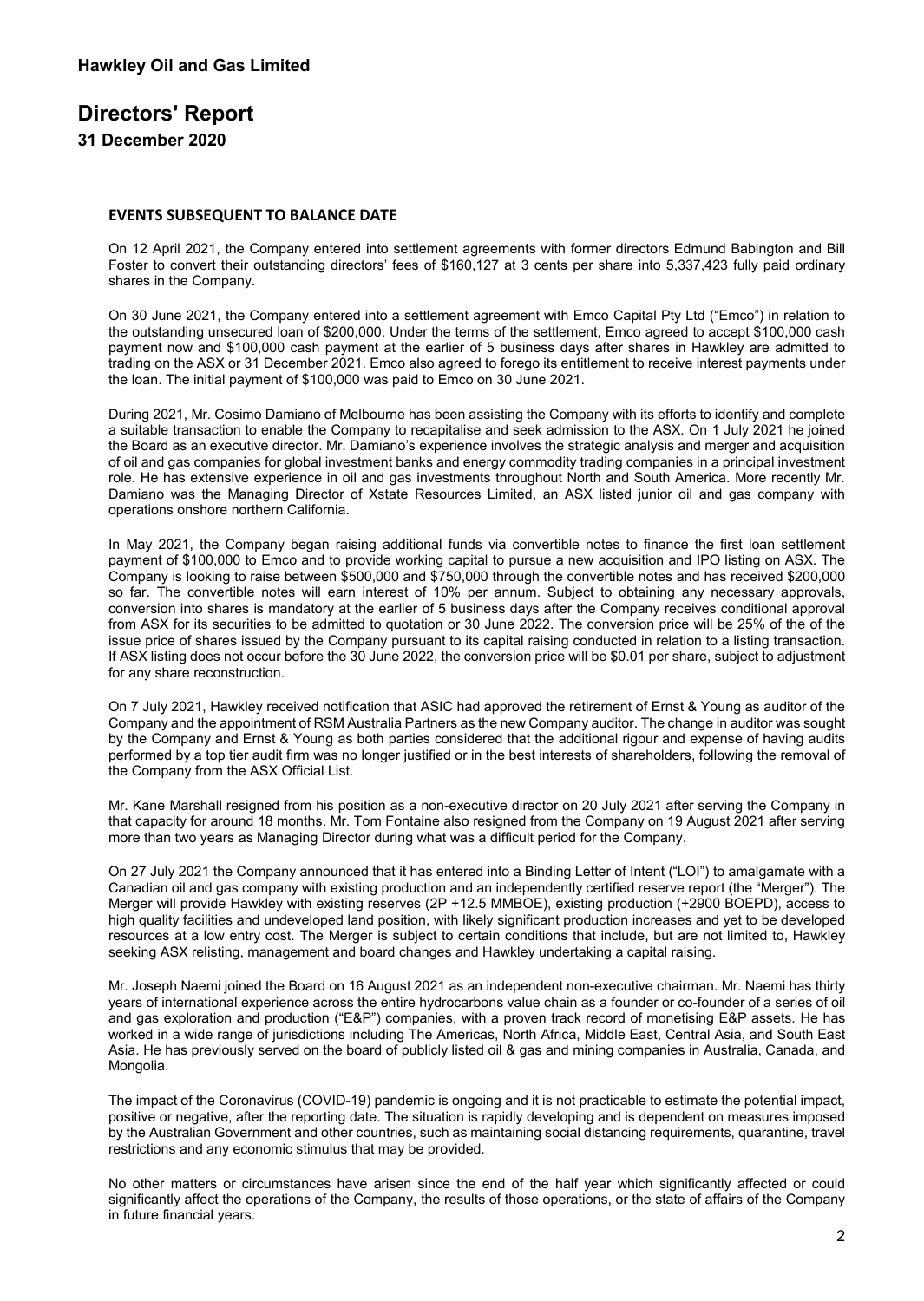# Hawkley Oil and Gas Limited

## Directors' Report

**31 December 2020**

### EVENTS SUBSEQUENT TO BALANCE DATE

On 12 April 2021, the Company entered into settlement agreements with former directors Edmund Babington and Bill Foster to convert their outstanding directors' fees of $160,127 at 3 cents per share into 5,337,423 fully paid ordinary shares in the Company.

On 30 June 2021, the Company entered into a settlement agreement with Emco Capital Pty Ltd ("Emco") in relation to the outstanding unsecured loan of $200,000. Under the terms of the settlement, Emco agreed to accept $100,000 cash payment now and $100,000 cash payment at the earlier of 5 business days after shares in Hawkley are admitted to trading on the ASX or 31 December 2021. Emco also agreed to forego its entitlement to receive interest payments under the loan. The initial payment of $100,000 was paid to Emco on 30 June 2021.

During 2021, Mr. Cosimo Damiano of Melbourne has been assisting the Company with its efforts to identify and complete a suitable transaction to enable the Company to recapitalise and seek admission to the ASX. On 1 July 2021 he joined the Board as an executive director. Mr. Damiano's experience involves the strategic analysis and merger and acquisition of oil and gas companies for global investment banks and energy commodity trading companies in a principal investment role. He has extensive experience in oil and gas investments throughout North and South America. More recently Mr. Damiano was the Managing Director of Xstate Resources Limited, an ASX listed junior oil and gas company with operations onshore northern California.

In May 2021, the Company began raising additional funds via convertible notes to finance the first loan settlement payment of $100,000 to Emco and to provide working capital to pursue a new acquisition and IPO listing on ASX. The Company is looking to raise between $500,000 and $750,000 through the convertible notes and has received $200,000 so far. The convertible notes will earn interest of 10% per annum. Subject to obtaining any necessary approvals, conversion into shares is mandatory at the earlier of 5 business days after the Company receives conditional approval from ASX for its securities to be admitted to quotation or 30 June 2022. The conversion price will be 25% of the of the issue price of shares issued by the Company pursuant to its capital raising conducted in relation to a listing transaction. If ASX listing does not occur before the 30 June 2022, the conversion price will be $0.01 per share, subject to adjustment for any share reconstruction.

On 7 July 2021, Hawkley received notification that ASIC had approved the retirement of Ernst & Young as auditor of the Company and the appointment of RSM Australia Partners as the new Company auditor. The change in auditor was sought by the Company and Ernst & Young as both parties considered that the additional rigour and expense of having audits performed by a top tier audit firm was no longer justified or in the best interests of shareholders, following the removal of the Company from the ASX Official List.

Mr. Kane Marshall resigned from his position as a non-executive director on 20 July 2021 after serving the Company in that capacity for around 18 months. Mr. Tom Fontaine also resigned from the Company on 19 August 2021 after serving more than two years as Managing Director during what was a difficult period for the Company.

On 27 July 2021 the Company announced that it has entered into a Binding Letter of Intent ("LOI") to amalgamate with a Canadian oil and gas company with existing production and an independently certified reserve report (the "Merger"). The Merger will provide Hawkley with existing reserves (2P +12.5 MMBOE), existing production (+2900 BOEPD), access to high quality facilities and undeveloped land position, with likely significant production increases and yet to be developed resources at a low entry cost. The Merger is subject to certain conditions that include, but are not limited to, Hawkley seeking ASX relisting, management and board changes and Hawkley undertaking a capital raising.

Mr. Joseph Naemi joined the Board on 16 August 2021 as an independent non-executive chairman. Mr. Naemi has thirty years of international experience across the entire hydrocarbons value chain as a founder or co-founder of a series of oil and gas exploration and production ("E&P") companies, with a proven track record of monetising E&P assets. He has worked in a wide range of jurisdictions including The Americas, North Africa, Middle East, Central Asia, and South East Asia. He has previously served on the board of publicly listed oil & gas and mining companies in Australia, Canada, and Mongolia.

The impact of the Coronavirus (COVID-19) pandemic is ongoing and it is not practicable to estimate the potential impact, positive or negative, after the reporting date. The situation is rapidly developing and is dependent on measures imposed by the Australian Government and other countries, such as maintaining social distancing requirements, quarantine, travel restrictions and any economic stimulus that may be provided.

No other matters or circumstances have arisen since the end of the half year which significantly affected or could significantly affect the operations of the Company, the results of those operations, or the state of affairs of the Company in future financial years.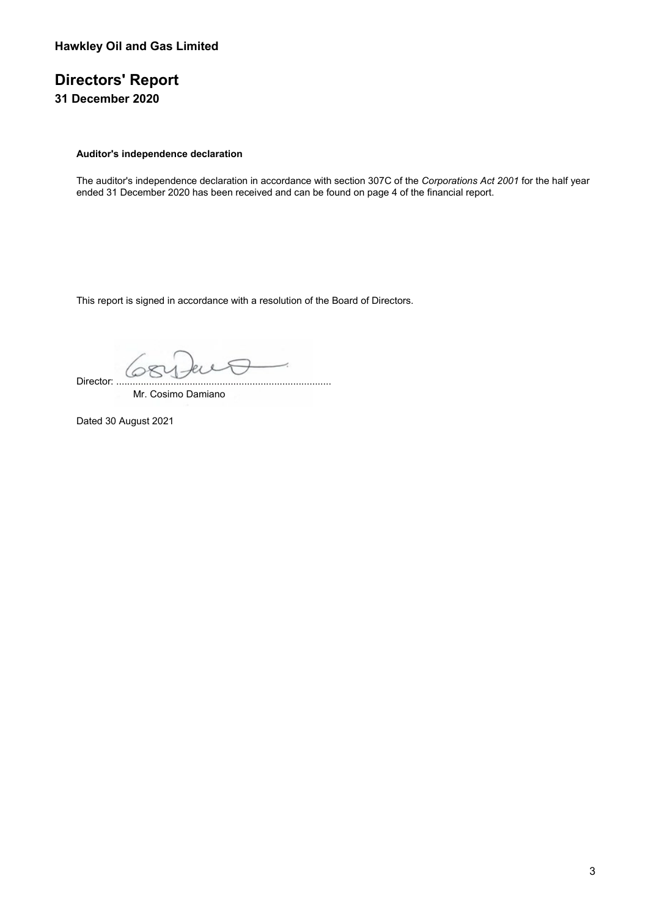**Hawkley Oil and Gas Limited**

# Directors' Report

### 31 December 2020

**Auditor's independence declaration**

The auditor's independence declaration in accordance with section 307C of the *Corporations Act 2001* for the half year ended 31 December 2020 has been received and can be found on page 4 of the financial report.

This report is signed in accordance with a resolution of the Board of Directors.

Director: ..............................................................................

Mr. Cosimo Damiano

Dated 30 August 2021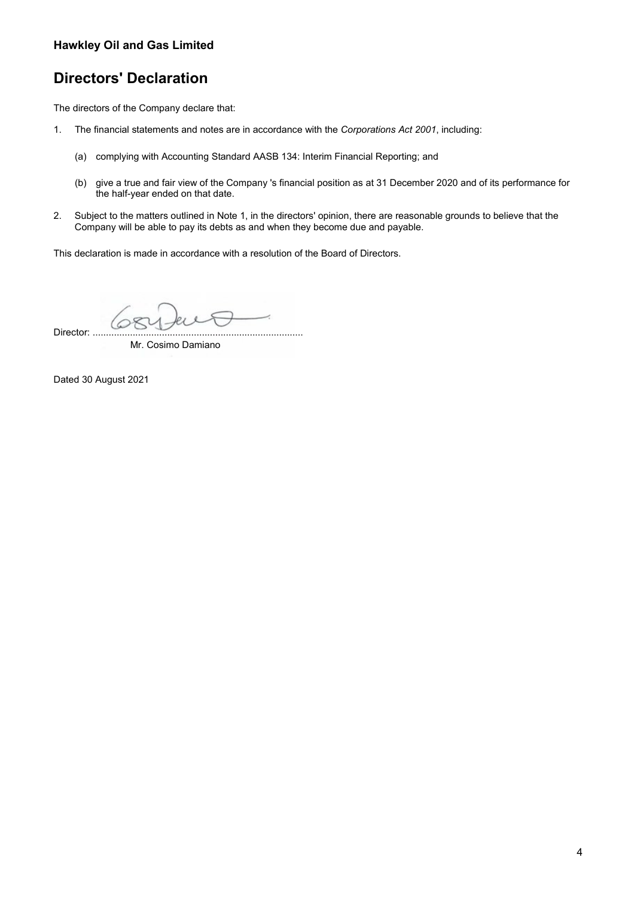**Hawkley Oil and Gas Limited**

# Directors' Declaration

The directors of the Company declare that:

1. The financial statements and notes are in accordance with the *Corporations Act 2001*, including:

   (a) complying with Accounting Standard AASB 134: Interim Financial Reporting; and

   (b) give a true and fair view of the Company 's financial position as at 31 December 2020 and of its performance for the half-year ended on that date.

2. Subject to the matters outlined in Note 1, in the directors' opinion, there are reasonable grounds to believe that the Company will be able to pay its debts as and when they become due and payable.

This declaration is made in accordance with a resolution of the Board of Directors.

Director: ..............................................................................

Mr. Cosimo Damiano

Dated 30 August 2021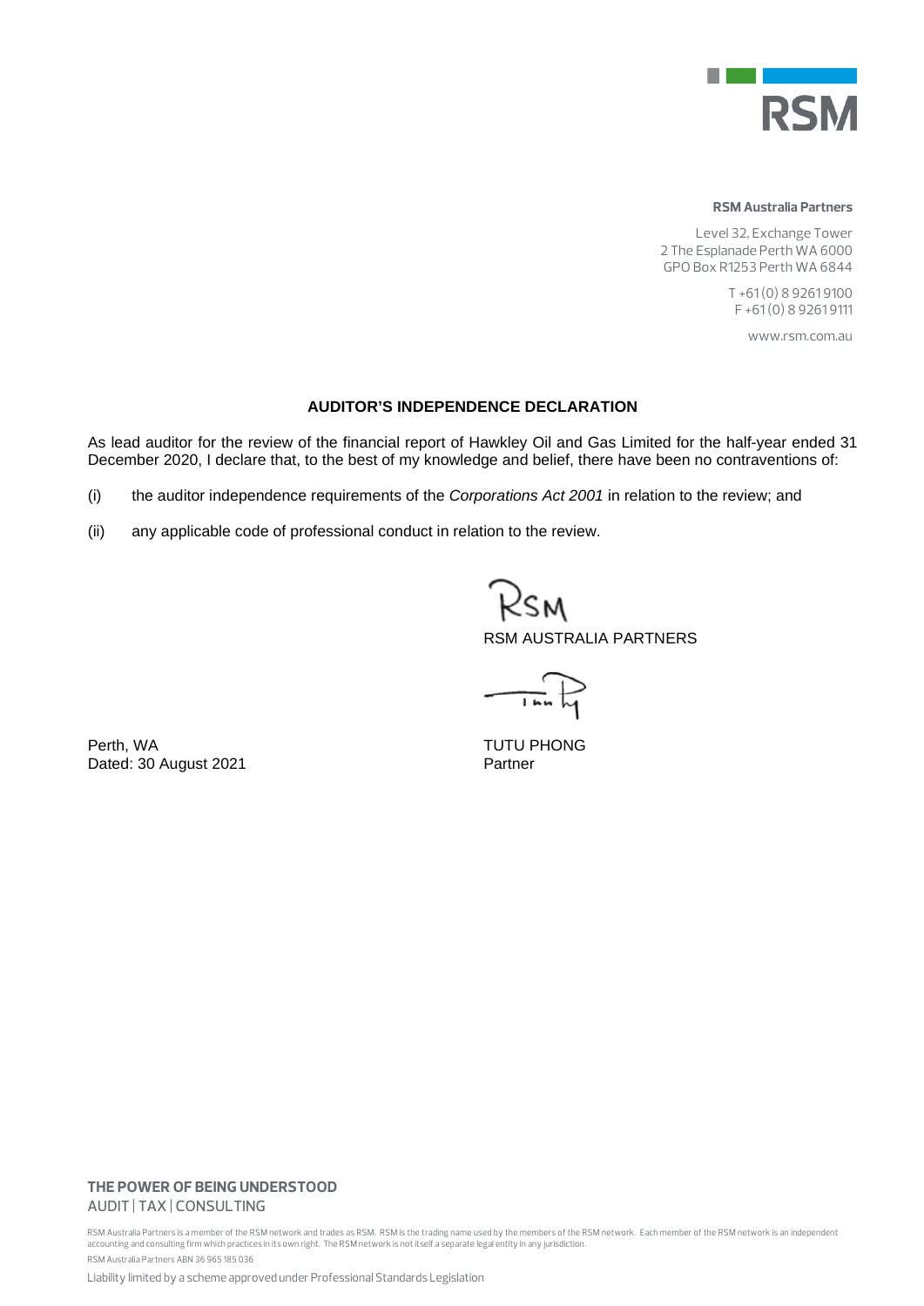**RSM Australia Partners**

Level 32, Exchange Tower
2 The Esplanade Perth WA 6000
GPO Box R1253 Perth WA 6844

T +61 (0) 8 9261 9100
F +61 (0) 8 9261 9111

www.rsm.com.au

## AUDITOR'S INDEPENDENCE DECLARATION

As lead auditor for the review of the financial report of Hawkley Oil and Gas Limited for the half-year ended 31 December 2020, I declare that, to the best of my knowledge and belief, there have been no contraventions of:

(i) the auditor independence requirements of the *Corporations Act 2001* in relation to the review; and

(ii) any applicable code of professional conduct in relation to the review.

RSM AUSTRALIA PARTNERS

Perth, WA
Dated: 30 August 2021

TUTU PHONG
Partner

**THE POWER OF BEING UNDERSTOOD**
AUDIT | TAX | CONSULTING

RSM Australia Partners is a member of the RSM network and trades as RSM. RSM is the trading name used by the members of the RSM network. Each member of the RSM network is an independent accounting and consulting firm which practices in its own right. The RSM network is not itself a separate legal entity in any jurisdiction.

RSM Australia Partners ABN 36 965 185 036

Liability limited by a scheme approved under Professional Standards Legislation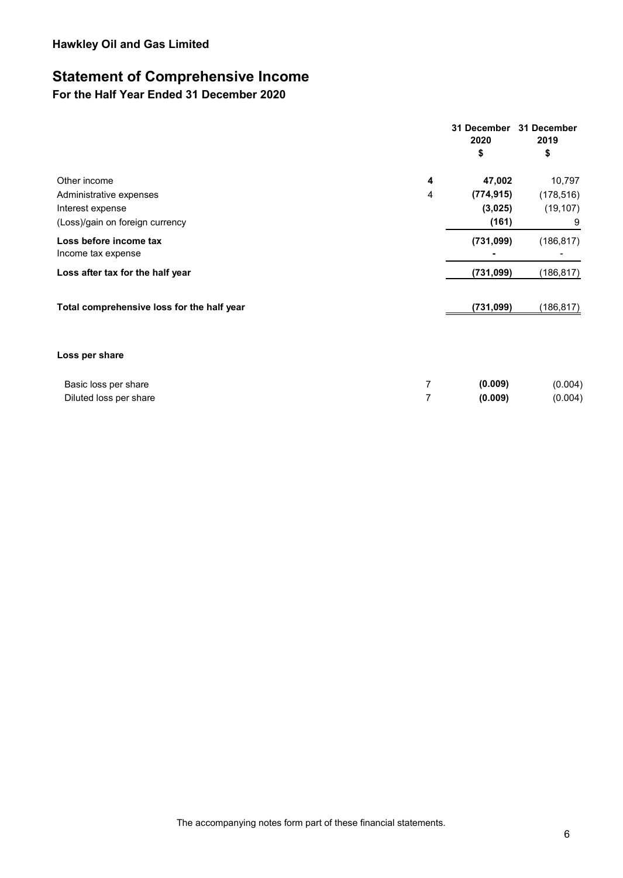**Hawkley Oil and Gas Limited**

# Statement of Comprehensive Income

## For the Half Year Ended 31 December 2020

| | | 31 December 2020 $ | 31 December 2019 $ |
|---|---|---|---|
| Other income | **4** | **47,002** | 10,797 |
| Administrative expenses | 4 | **(774,915)** | (178,516) |
| Interest expense | | **(3,025)** | (19,107) |
| (Loss)/gain on foreign currency | | **(161)** | 9 |
| **Loss before income tax** | | **(731,099)** | (186,817) |
| Income tax expense | | **-** | - |
| **Loss after tax for the half year** | | **(731,099)** | (186,817) |
| **Total comprehensive loss for the half year** | | **(731,099)** | (186,817) |
| | | | |
| **Loss per share** | | | |
| Basic loss per share | 7 | **(0.009)** | (0.004) |
| Diluted loss per share | 7 | **(0.009)** | (0.004) |

The accompanying notes form part of these financial statements.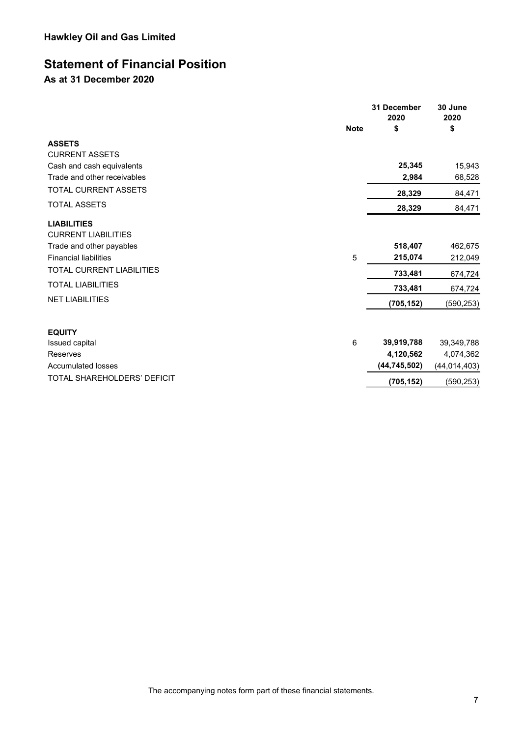**Hawkley Oil and Gas Limited**

# Statement of Financial Position

## As at 31 December 2020

| | Note | 31 December 2020 $ | 30 June 2020 $ |
|---|---|---|---|
| **ASSETS** | | | |
| CURRENT ASSETS | | | |
| Cash and cash equivalents | | **25,345** | 15,943 |
| Trade and other receivables | | **2,984** | 68,528 |
| TOTAL CURRENT ASSETS | | **28,329** | 84,471 |
| TOTAL ASSETS | | **28,329** | 84,471 |
| **LIABILITIES** | | | |
| CURRENT LIABILITIES | | | |
| Trade and other payables | | **518,407** | 462,675 |
| Financial liabilities | 5 | **215,074** | 212,049 |
| TOTAL CURRENT LIABILITIES | | **733,481** | 674,724 |
| TOTAL LIABILITIES | | **733,481** | 674,724 |
| NET LIABILITIES | | **(705,152)** | (590,253) |
| | | | |
| **EQUITY** | | | |
| Issued capital | 6 | **39,919,788** | 39,349,788 |
| Reserves | | **4,120,562** | 4,074,362 |
| Accumulated losses | | **(44,745,502)** | (44,014,403) |
| TOTAL SHAREHOLDERS' DEFICIT | | **(705,152)** | (590,253) |

The accompanying notes form part of these financial statements.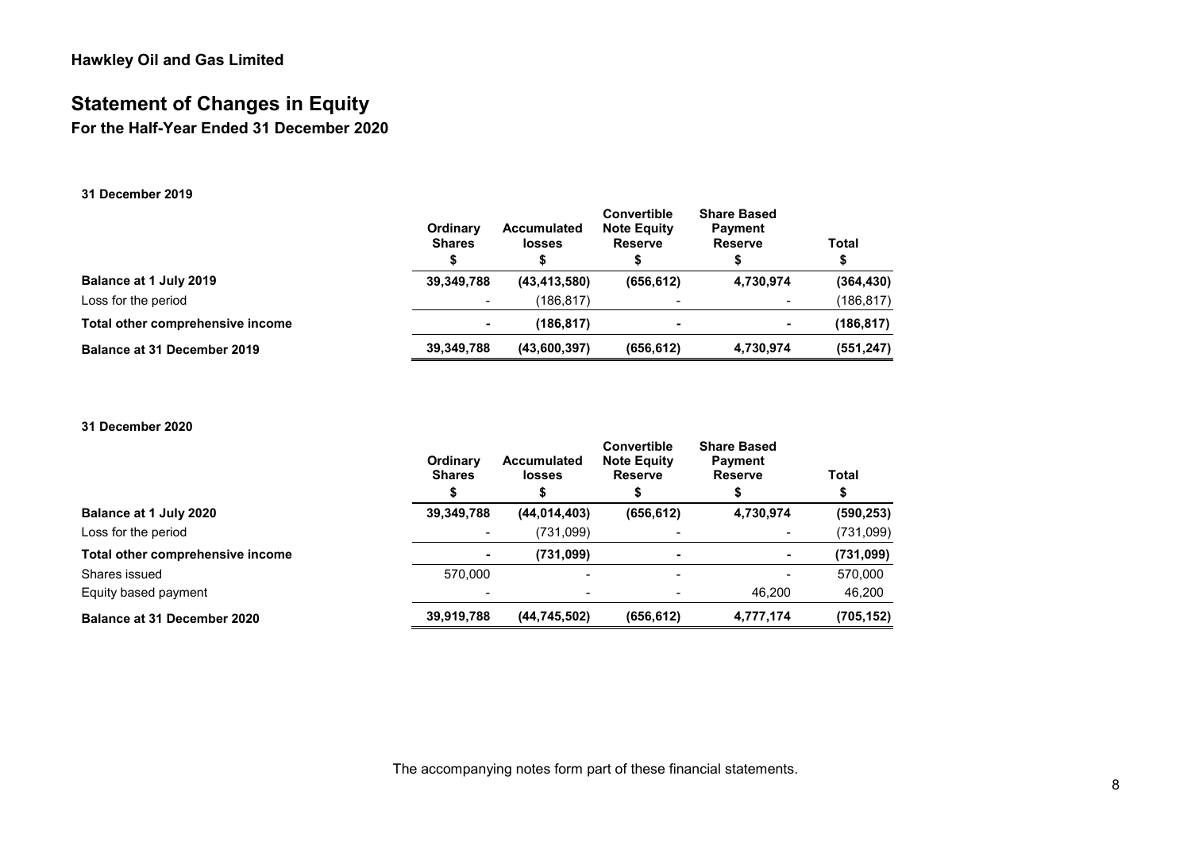# Hawkley Oil and Gas Limited

## Statement of Changes in Equity

### For the Half-Year Ended 31 December 2020

**31 December 2019**

| | Ordinary Shares | Accumulated losses | Convertible Note Equity Reserve | Share Based Payment Reserve | Total |
|---|---|---|---|---|---|
| | $ | $ | $ | $ | $ |
| **Balance at 1 July 2019** | **39,349,788** | **(43,413,580)** | **(656,612)** | **4,730,974** | **(364,430)** |
| Loss for the period | - | (186,817) | - | - | (186,817) |
| **Total other comprehensive income** | **-** | **(186,817)** | **-** | **-** | **(186,817)** |
| **Balance at 31 December 2019** | **39,349,788** | **(43,600,397)** | **(656,612)** | **4,730,974** | **(551,247)** |

**31 December 2020**

| | Ordinary Shares | Accumulated losses | Convertible Note Equity Reserve | Share Based Payment Reserve | Total |
|---|---|---|---|---|---|
| | $ | $ | $ | $ | $ |
| **Balance at 1 July 2020** | **39,349,788** | **(44,014,403)** | **(656,612)** | **4,730,974** | **(590,253)** |
| Loss for the period | - | (731,099) | - | - | (731,099) |
| **Total other comprehensive income** | **-** | **(731,099)** | **-** | **-** | **(731,099)** |
| Shares issued | 570,000 | - | - | - | 570,000 |
| Equity based payment | - | - | - | 46,200 | 46,200 |
| **Balance at 31 December 2020** | **39,919,788** | **(44,745,502)** | **(656,612)** | **4,777,174** | **(705,152)** |

The accompanying notes form part of these financial statements.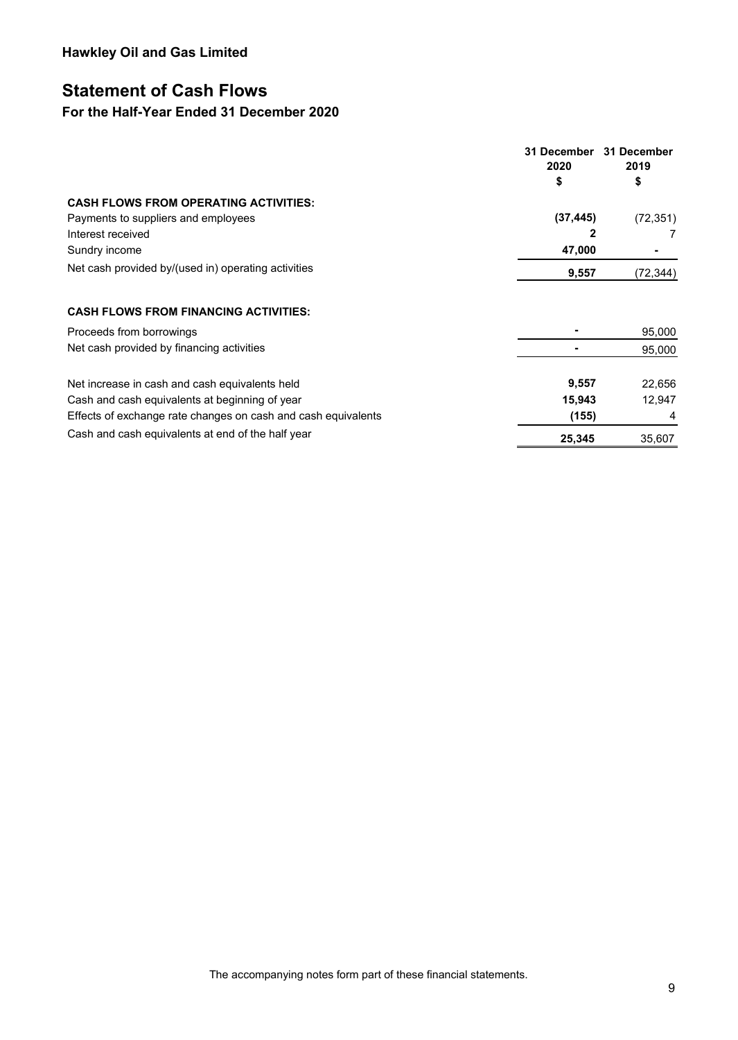**Hawkley Oil and Gas Limited**

# Statement of Cash Flows

## For the Half-Year Ended 31 December 2020

| | 31 December 2020 $ | 31 December 2019 $ |
|---|---|---|
| **CASH FLOWS FROM OPERATING ACTIVITIES:** | | |
| Payments to suppliers and employees | **(37,445)** | (72,351) |
| Interest received | **2** | 7 |
| Sundry income | **47,000** | - |
| Net cash provided by/(used in) operating activities | **9,557** | (72,344) |
| | | |
| **CASH FLOWS FROM FINANCING ACTIVITIES:** | | |
| Proceeds from borrowings | **-** | 95,000 |
| Net cash provided by financing activities | **-** | 95,000 |
| | | |
| Net increase in cash and cash equivalents held | **9,557** | 22,656 |
| Cash and cash equivalents at beginning of year | **15,943** | 12,947 |
| Effects of exchange rate changes on cash and cash equivalents | **(155)** | 4 |
| Cash and cash equivalents at end of the half year | **25,345** | 35,607 |

The accompanying notes form part of these financial statements.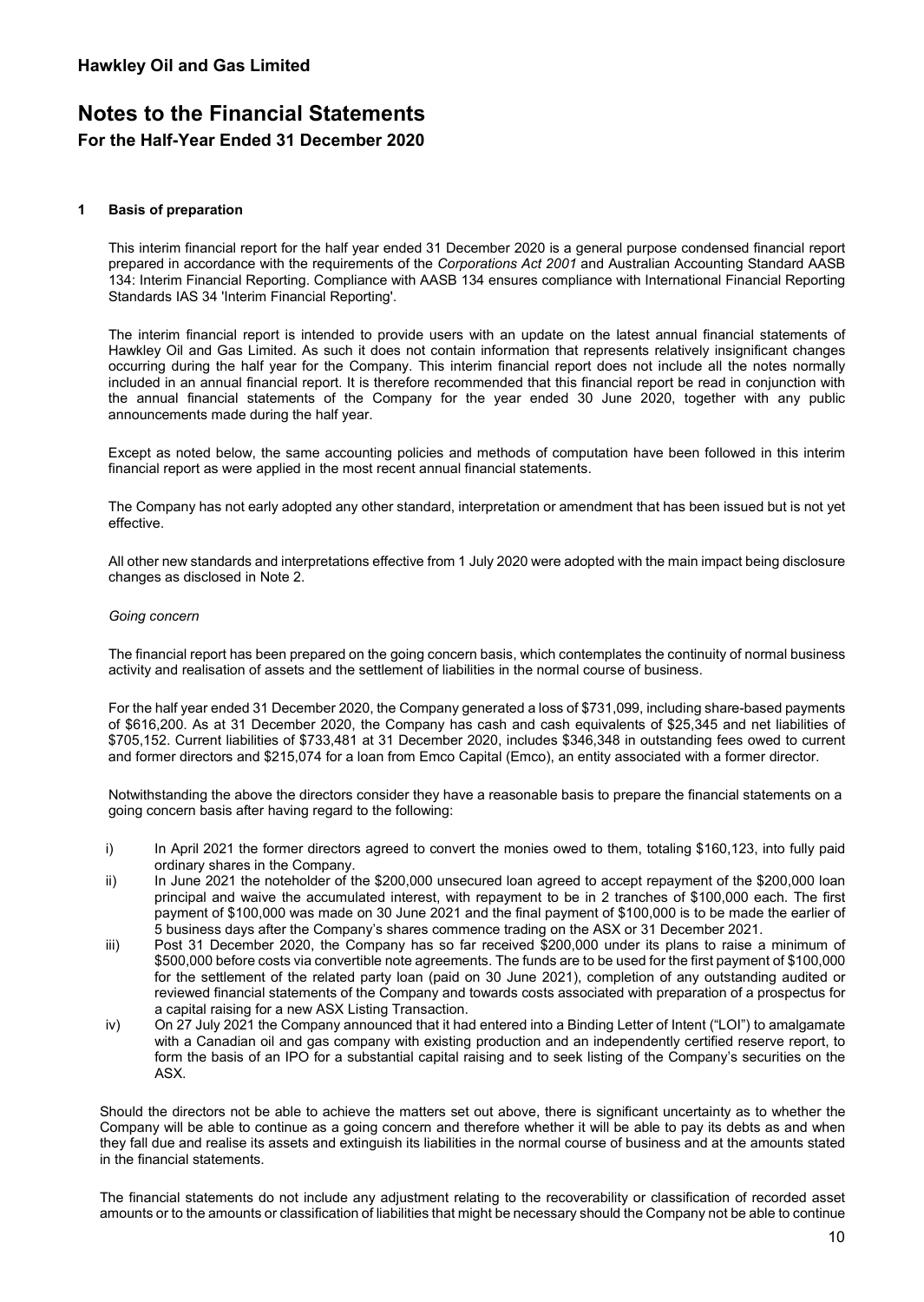# Notes to the Financial Statements

## For the Half-Year Ended 31 December 2020

### 1 Basis of preparation

This interim financial report for the half year ended 31 December 2020 is a general purpose condensed financial report prepared in accordance with the requirements of the *Corporations Act 2001* and Australian Accounting Standard AASB 134: Interim Financial Reporting. Compliance with AASB 134 ensures compliance with International Financial Reporting Standards IAS 34 'Interim Financial Reporting'.

The interim financial report is intended to provide users with an update on the latest annual financial statements of Hawkley Oil and Gas Limited. As such it does not contain information that represents relatively insignificant changes occurring during the half year for the Company. This interim financial report does not include all the notes normally included in an annual financial report. It is therefore recommended that this financial report be read in conjunction with the annual financial statements of the Company for the year ended 30 June 2020, together with any public announcements made during the half year.

Except as noted below, the same accounting policies and methods of computation have been followed in this interim financial report as were applied in the most recent annual financial statements.

The Company has not early adopted any other standard, interpretation or amendment that has been issued but is not yet effective.

All other new standards and interpretations effective from 1 July 2020 were adopted with the main impact being disclosure changes as disclosed in Note 2.

*Going concern*

The financial report has been prepared on the going concern basis, which contemplates the continuity of normal business activity and realisation of assets and the settlement of liabilities in the normal course of business.

For the half year ended 31 December 2020, the Company generated a loss of $731,099, including share-based payments of $616,200. As at 31 December 2020, the Company has cash and cash equivalents of $25,345 and net liabilities of $705,152. Current liabilities of $733,481 at 31 December 2020, includes $346,348 in outstanding fees owed to current and former directors and $215,074 for a loan from Emco Capital (Emco), an entity associated with a former director.

Notwithstanding the above the directors consider they have a reasonable basis to prepare the financial statements on a going concern basis after having regard to the following:

i) In April 2021 the former directors agreed to convert the monies owed to them, totaling $160,123, into fully paid ordinary shares in the Company.

ii) In June 2021 the noteholder of the $200,000 unsecured loan agreed to accept repayment of the $200,000 loan principal and waive the accumulated interest, with repayment to be in 2 tranches of $100,000 each. The first payment of $100,000 was made on 30 June 2021 and the final payment of $100,000 is to be made the earlier of 5 business days after the Company's shares commence trading on the ASX or 31 December 2021.

iii) Post 31 December 2020, the Company has so far received $200,000 under its plans to raise a minimum of $500,000 before costs via convertible note agreements. The funds are to be used for the first payment of $100,000 for the settlement of the related party loan (paid on 30 June 2021), completion of any outstanding audited or reviewed financial statements of the Company and towards costs associated with preparation of a prospectus for a capital raising for a new ASX Listing Transaction.

iv) On 27 July 2021 the Company announced that it had entered into a Binding Letter of Intent ("LOI") to amalgamate with a Canadian oil and gas company with existing production and an independently certified reserve report, to form the basis of an IPO for a substantial capital raising and to seek listing of the Company's securities on the ASX.

Should the directors not be able to achieve the matters set out above, there is significant uncertainty as to whether the Company will be able to continue as a going concern and therefore whether it will be able to pay its debts as and when they fall due and realise its assets and extinguish its liabilities in the normal course of business and at the amounts stated in the financial statements.

The financial statements do not include any adjustment relating to the recoverability or classification of recorded asset amounts or to the amounts or classification of liabilities that might be necessary should the Company not be able to continue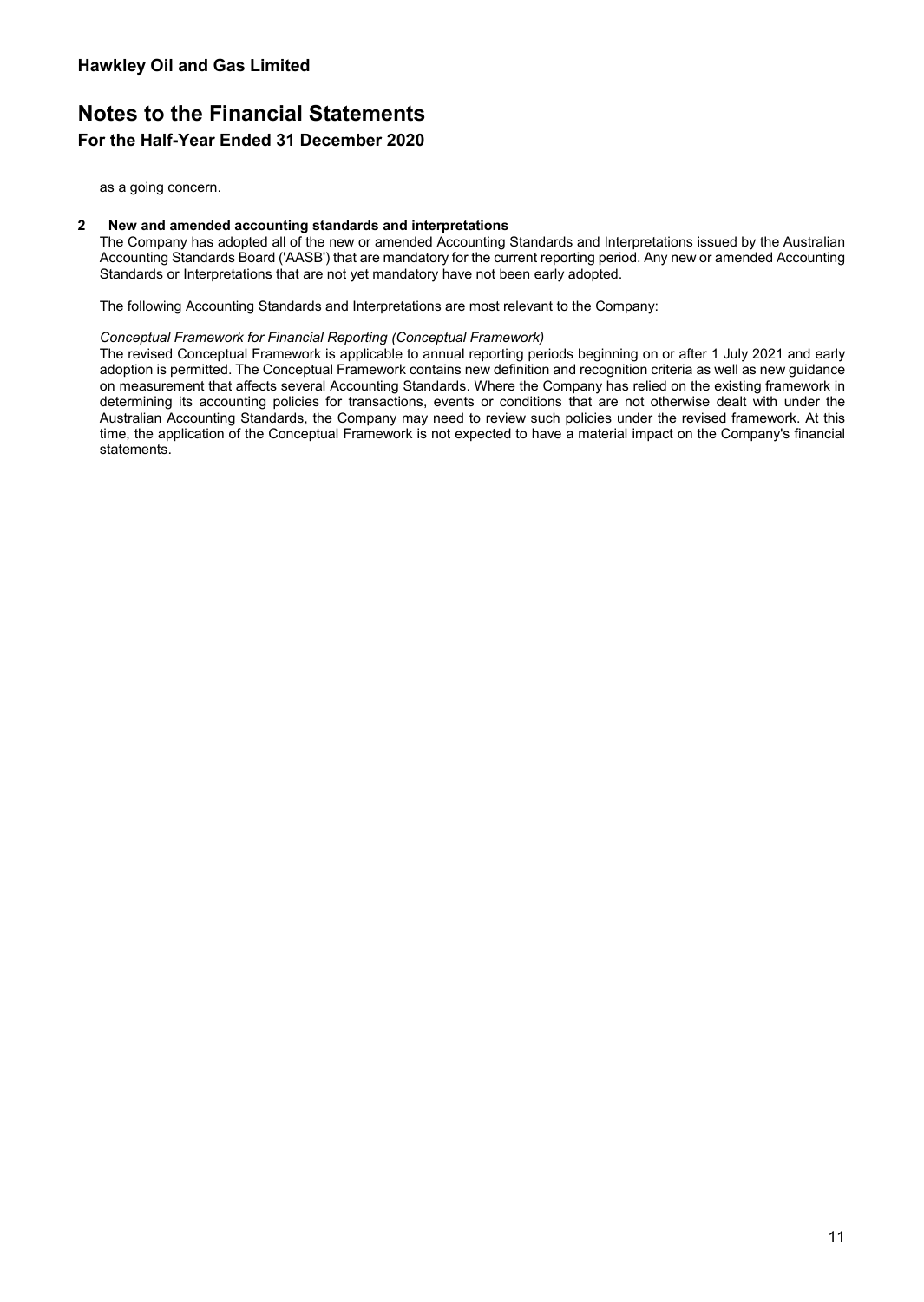as a going concern.

**2 New and amended accounting standards and interpretations**

The Company has adopted all of the new or amended Accounting Standards and Interpretations issued by the Australian Accounting Standards Board ('AASB') that are mandatory for the current reporting period. Any new or amended Accounting Standards or Interpretations that are not yet mandatory have not been early adopted.

The following Accounting Standards and Interpretations are most relevant to the Company:

*Conceptual Framework for Financial Reporting (Conceptual Framework)*

The revised Conceptual Framework is applicable to annual reporting periods beginning on or after 1 July 2021 and early adoption is permitted. The Conceptual Framework contains new definition and recognition criteria as well as new guidance on measurement that affects several Accounting Standards. Where the Company has relied on the existing framework in determining its accounting policies for transactions, events or conditions that are not otherwise dealt with under the Australian Accounting Standards, the Company may need to review such policies under the revised framework. At this time, the application of the Conceptual Framework is not expected to have a material impact on the Company's financial statements.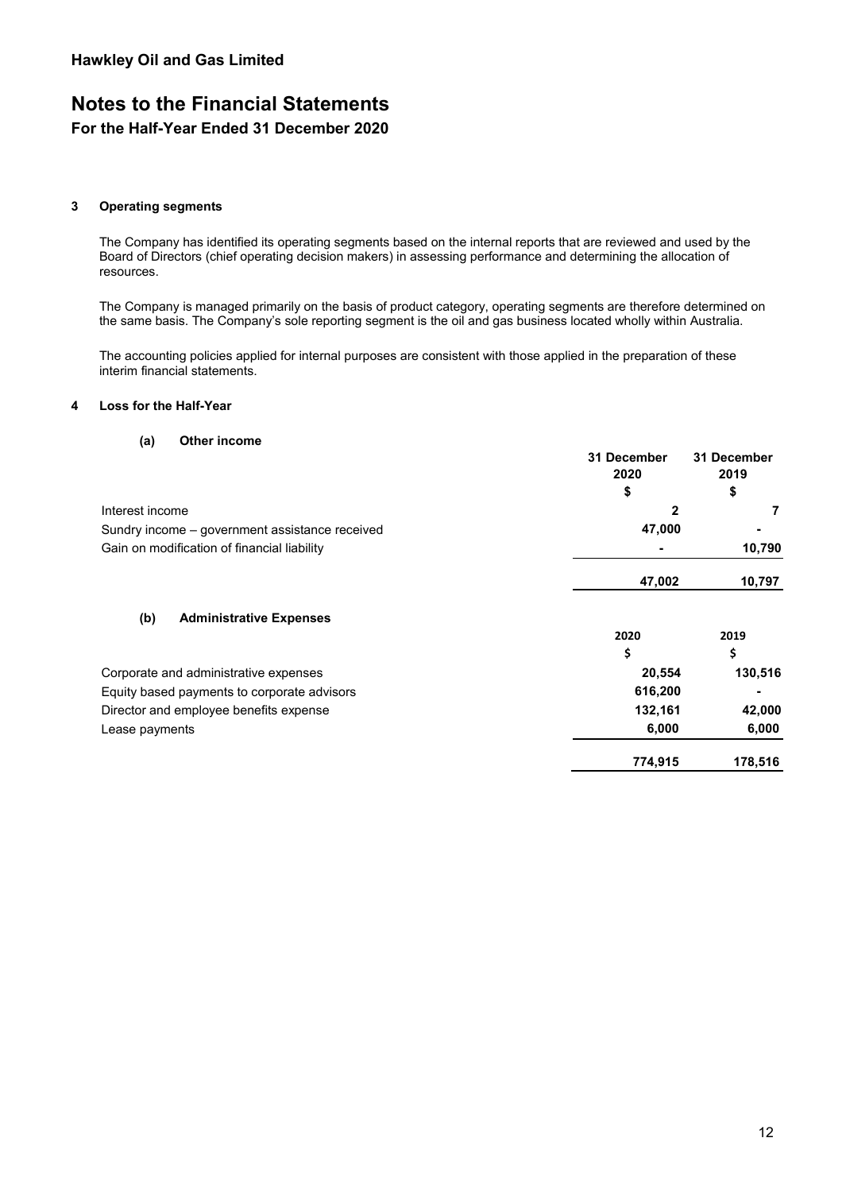**Hawkley Oil and Gas Limited**

# Notes to the Financial Statements

## For the Half-Year Ended 31 December 2020

### 3 Operating segments

The Company has identified its operating segments based on the internal reports that are reviewed and used by the Board of Directors (chief operating decision makers) in assessing performance and determining the allocation of resources.

The Company is managed primarily on the basis of product category, operating segments are therefore determined on the same basis. The Company's sole reporting segment is the oil and gas business located wholly within Australia.

The accounting policies applied for internal purposes are consistent with those applied in the preparation of these interim financial statements.

### 4 Loss for the Half-Year

#### (a) Other income

| | 31 December 2020 $ | 31 December 2019 $ |
|---|---|---|
| Interest income | 2 | 7 |
| Sundry income – government assistance received | 47,000 | - |
| Gain on modification of financial liability | - | 10,790 |
| | **47,002** | **10,797** |

#### (b) Administrative Expenses

| | 2020 $ | 2019 $ |
|---|---|---|
| Corporate and administrative expenses | 20,554 | 130,516 |
| Equity based payments to corporate advisors | 616,200 | - |
| Director and employee benefits expense | 132,161 | 42,000 |
| Lease payments | 6,000 | 6,000 |
| | **774,915** | **178,516** |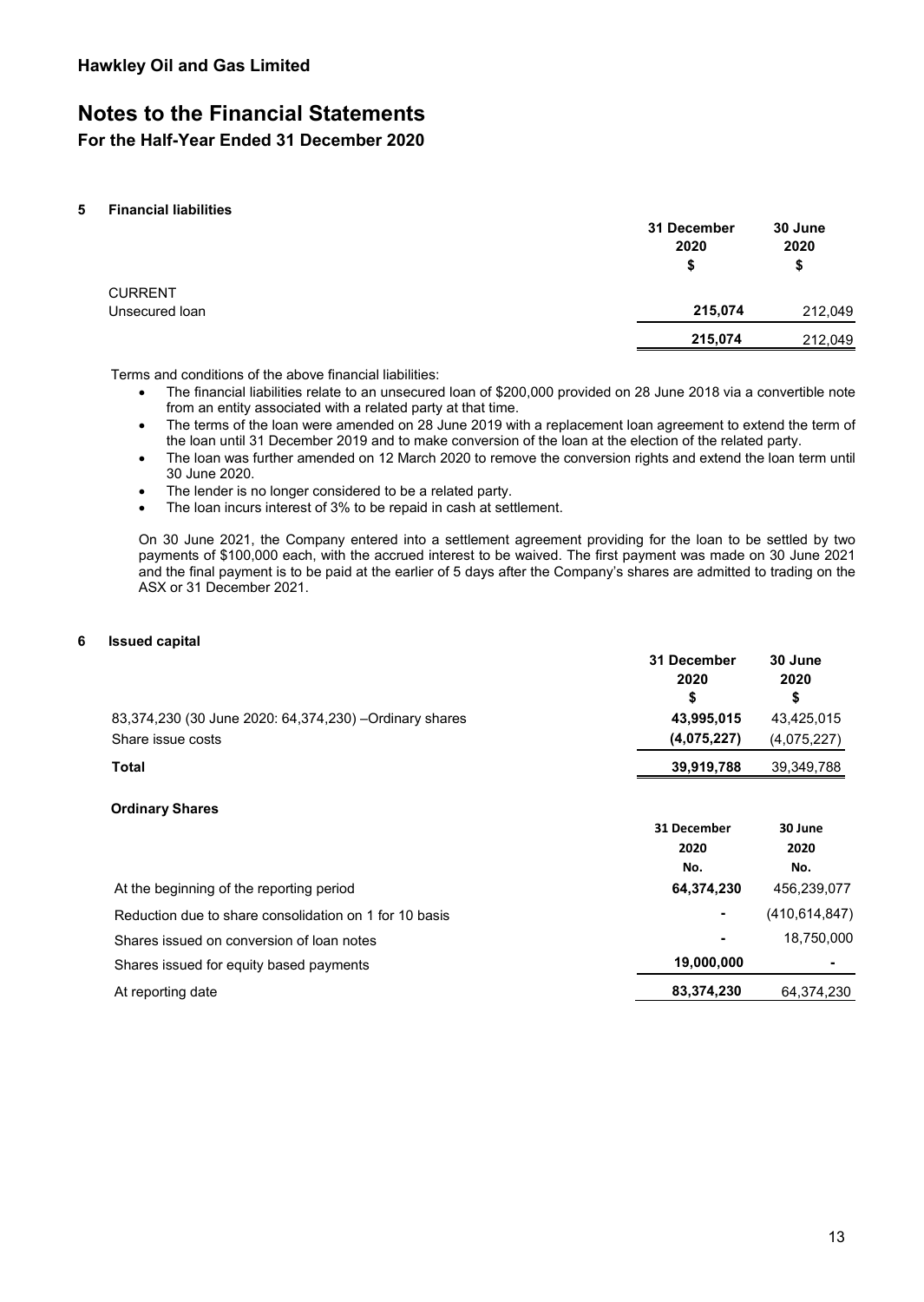# Notes to the Financial Statements

## For the Half-Year Ended 31 December 2020

### 5 Financial liabilities

| | 31 December 2020 $ | 30 June 2020 $ |
|---|---|---|
| CURRENT | | |
| Unsecured loan | **215,074** | 212,049 |
| | **215,074** | 212,049 |

Terms and conditions of the above financial liabilities:

- The financial liabilities relate to an unsecured loan of $200,000 provided on 28 June 2018 via a convertible note from an entity associated with a related party at that time.
- The terms of the loan were amended on 28 June 2019 with a replacement loan agreement to extend the term of the loan until 31 December 2019 and to make conversion of the loan at the election of the related party.
- The loan was further amended on 12 March 2020 to remove the conversion rights and extend the loan term until 30 June 2020.
- The lender is no longer considered to be a related party.
- The loan incurs interest of 3% to be repaid in cash at settlement.

On 30 June 2021, the Company entered into a settlement agreement providing for the loan to be settled by two payments of $100,000 each, with the accrued interest to be waived. The first payment was made on 30 June 2021 and the final payment is to be paid at the earlier of 5 days after the Company's shares are admitted to trading on the ASX or 31 December 2021.

### 6 Issued capital

| | 31 December 2020 $ | 30 June 2020 $ |
|---|---|---|
| 83,374,230 (30 June 2020: 64,374,230) –Ordinary shares | **43,995,015** | 43,425,015 |
| Share issue costs | **(4,075,227)** | (4,075,227) |
| **Total** | **39,919,788** | 39,349,788 |

**Ordinary Shares**

| | 31 December 2020 No. | 30 June 2020 No. |
|---|---|---|
| At the beginning of the reporting period | **64,374,230** | 456,239,077 |
| Reduction due to share consolidation on 1 for 10 basis | **-** | (410,614,847) |
| Shares issued on conversion of loan notes | **-** | 18,750,000 |
| Shares issued for equity based payments | **19,000,000** | - |
| At reporting date | **83,374,230** | 64,374,230 |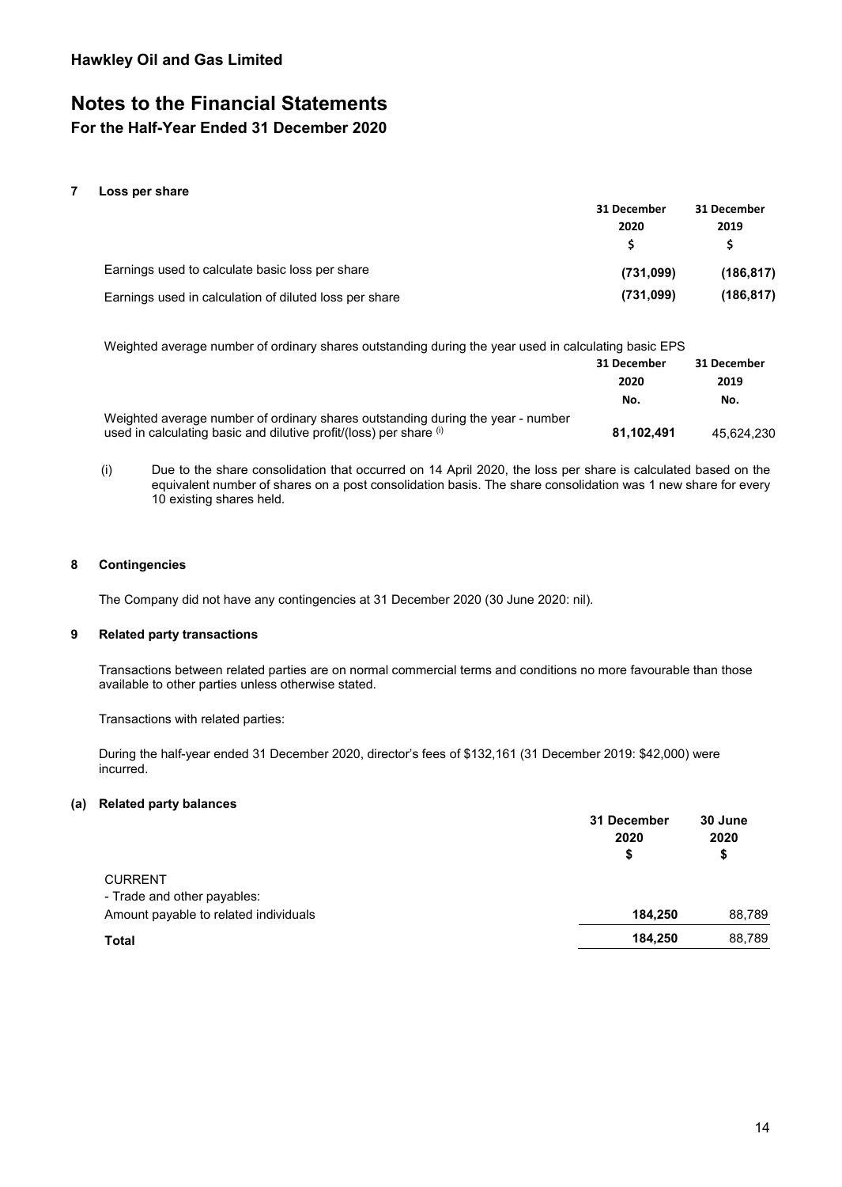**Hawkley Oil and Gas Limited**

# Notes to the Financial Statements

## For the Half-Year Ended 31 December 2020

### 7 Loss per share

| | 31 December 2020 | 31 December 2019 |
|---|---|---|
| | $ | $ |
| Earnings used to calculate basic loss per share | **(731,099)** | **(186,817)** |
| Earnings used in calculation of diluted loss per share | **(731,099)** | **(186,817)** |

Weighted average number of ordinary shares outstanding during the year used in calculating basic EPS

| | 31 December 2020 | 31 December 2019 |
|---|---|---|
| | No. | No. |
| Weighted average number of ordinary shares outstanding during the year - number used in calculating basic and dilutive profit/(loss) per share (i) | **81,102,491** | 45,624,230 |

(i) Due to the share consolidation that occurred on 14 April 2020, the loss per share is calculated based on the equivalent number of shares on a post consolidation basis. The share consolidation was 1 new share for every 10 existing shares held.

### 8 Contingencies

The Company did not have any contingencies at 31 December 2020 (30 June 2020: nil).

### 9 Related party transactions

Transactions between related parties are on normal commercial terms and conditions no more favourable than those available to other parties unless otherwise stated.

Transactions with related parties:

During the half-year ended 31 December 2020, director's fees of $132,161 (31 December 2019: $42,000) were incurred.

#### (a) Related party balances

| | 31 December 2020 | 30 June 2020 |
|---|---|---|
| | $ | $ |
| CURRENT | | |
| - Trade and other payables: | | |
| Amount payable to related individuals | **184,250** | 88,789 |
| **Total** | **184,250** | 88,789 |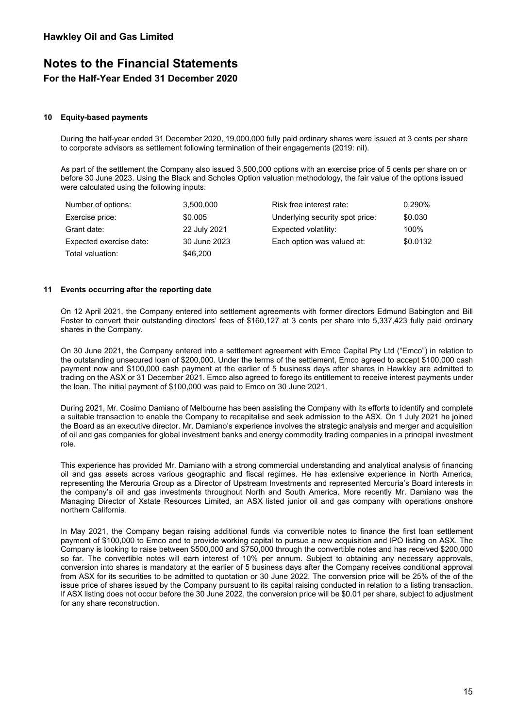## Hawkley Oil and Gas Limited

# Notes to the Financial Statements

### For the Half-Year Ended 31 December 2020

**10 Equity-based payments**

During the half-year ended 31 December 2020, 19,000,000 fully paid ordinary shares were issued at 3 cents per share to corporate advisors as settlement following termination of their engagements (2019: nil).

As part of the settlement the Company also issued 3,500,000 options with an exercise price of 5 cents per share on or before 30 June 2023. Using the Black and Scholes Option valuation methodology, the fair value of the options issued were calculated using the following inputs:

| | | | |
|---|---|---|---|
| Number of options: | 3,500,000 | Risk free interest rate: | 0.290% |
| Exercise price: | \$0.005 | Underlying security spot price: | \$0.030 |
| Grant date: | 22 July 2021 | Expected volatility: | 100% |
| Expected exercise date: | 30 June 2023 | Each option was valued at: | \$0.0132 |
| Total valuation: | \$46,200 | | |

**11 Events occurring after the reporting date**

On 12 April 2021, the Company entered into settlement agreements with former directors Edmund Babington and Bill Foster to convert their outstanding directors' fees of \$160,127 at 3 cents per share into 5,337,423 fully paid ordinary shares in the Company.

On 30 June 2021, the Company entered into a settlement agreement with Emco Capital Pty Ltd ("Emco") in relation to the outstanding unsecured loan of \$200,000. Under the terms of the settlement, Emco agreed to accept \$100,000 cash payment now and \$100,000 cash payment at the earlier of 5 business days after shares in Hawkley are admitted to trading on the ASX or 31 December 2021. Emco also agreed to forego its entitlement to receive interest payments under the loan. The initial payment of \$100,000 was paid to Emco on 30 June 2021.

During 2021, Mr. Cosimo Damiano of Melbourne has been assisting the Company with its efforts to identify and complete a suitable transaction to enable the Company to recapitalise and seek admission to the ASX. On 1 July 2021 he joined the Board as an executive director. Mr. Damiano's experience involves the strategic analysis and merger and acquisition of oil and gas companies for global investment banks and energy commodity trading companies in a principal investment role.

This experience has provided Mr. Damiano with a strong commercial understanding and analytical analysis of financing oil and gas assets across various geographic and fiscal regimes. He has extensive experience in North America, representing the Mercuria Group as a Director of Upstream Investments and represented Mercuria's Board interests in the company's oil and gas investments throughout North and South America. More recently Mr. Damiano was the Managing Director of Xstate Resources Limited, an ASX listed junior oil and gas company with operations onshore northern California.

In May 2021, the Company began raising additional funds via convertible notes to finance the first loan settlement payment of \$100,000 to Emco and to provide working capital to pursue a new acquisition and IPO listing on ASX. The Company is looking to raise between \$500,000 and \$750,000 through the convertible notes and has received \$200,000 so far. The convertible notes will earn interest of 10% per annum. Subject to obtaining any necessary approvals, conversion into shares is mandatory at the earlier of 5 business days after the Company receives conditional approval from ASX for its securities to be admitted to quotation or 30 June 2022. The conversion price will be 25% of the of the issue price of shares issued by the Company pursuant to its capital raising conducted in relation to a listing transaction. If ASX listing does not occur before the 30 June 2022, the conversion price will be \$0.01 per share, subject to adjustment for any share reconstruction.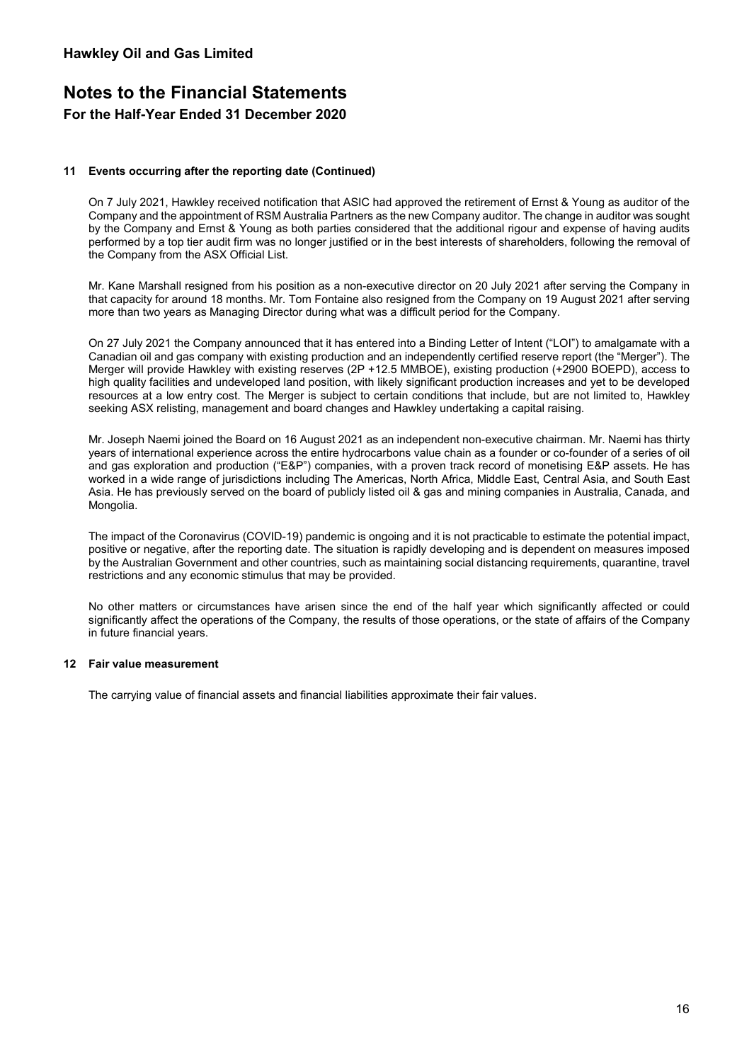## 11 Events occurring after the reporting date (Continued)

On 7 July 2021, Hawkley received notification that ASIC had approved the retirement of Ernst & Young as auditor of the Company and the appointment of RSM Australia Partners as the new Company auditor. The change in auditor was sought by the Company and Ernst & Young as both parties considered that the additional rigour and expense of having audits performed by a top tier audit firm was no longer justified or in the best interests of shareholders, following the removal of the Company from the ASX Official List.

Mr. Kane Marshall resigned from his position as a non-executive director on 20 July 2021 after serving the Company in that capacity for around 18 months. Mr. Tom Fontaine also resigned from the Company on 19 August 2021 after serving more than two years as Managing Director during what was a difficult period for the Company.

On 27 July 2021 the Company announced that it has entered into a Binding Letter of Intent ("LOI") to amalgamate with a Canadian oil and gas company with existing production and an independently certified reserve report (the "Merger"). The Merger will provide Hawkley with existing reserves (2P +12.5 MMBOE), existing production (+2900 BOEPD), access to high quality facilities and undeveloped land position, with likely significant production increases and yet to be developed resources at a low entry cost. The Merger is subject to certain conditions that include, but are not limited to, Hawkley seeking ASX relisting, management and board changes and Hawkley undertaking a capital raising.

Mr. Joseph Naemi joined the Board on 16 August 2021 as an independent non-executive chairman. Mr. Naemi has thirty years of international experience across the entire hydrocarbons value chain as a founder or co-founder of a series of oil and gas exploration and production ("E&P") companies, with a proven track record of monetising E&P assets. He has worked in a wide range of jurisdictions including The Americas, North Africa, Middle East, Central Asia, and South East Asia. He has previously served on the board of publicly listed oil & gas and mining companies in Australia, Canada, and Mongolia.

The impact of the Coronavirus (COVID-19) pandemic is ongoing and it is not practicable to estimate the potential impact, positive or negative, after the reporting date. The situation is rapidly developing and is dependent on measures imposed by the Australian Government and other countries, such as maintaining social distancing requirements, quarantine, travel restrictions and any economic stimulus that may be provided.

No other matters or circumstances have arisen since the end of the half year which significantly affected or could significantly affect the operations of the Company, the results of those operations, or the state of affairs of the Company in future financial years.

## 12 Fair value measurement

The carrying value of financial assets and financial liabilities approximate their fair values.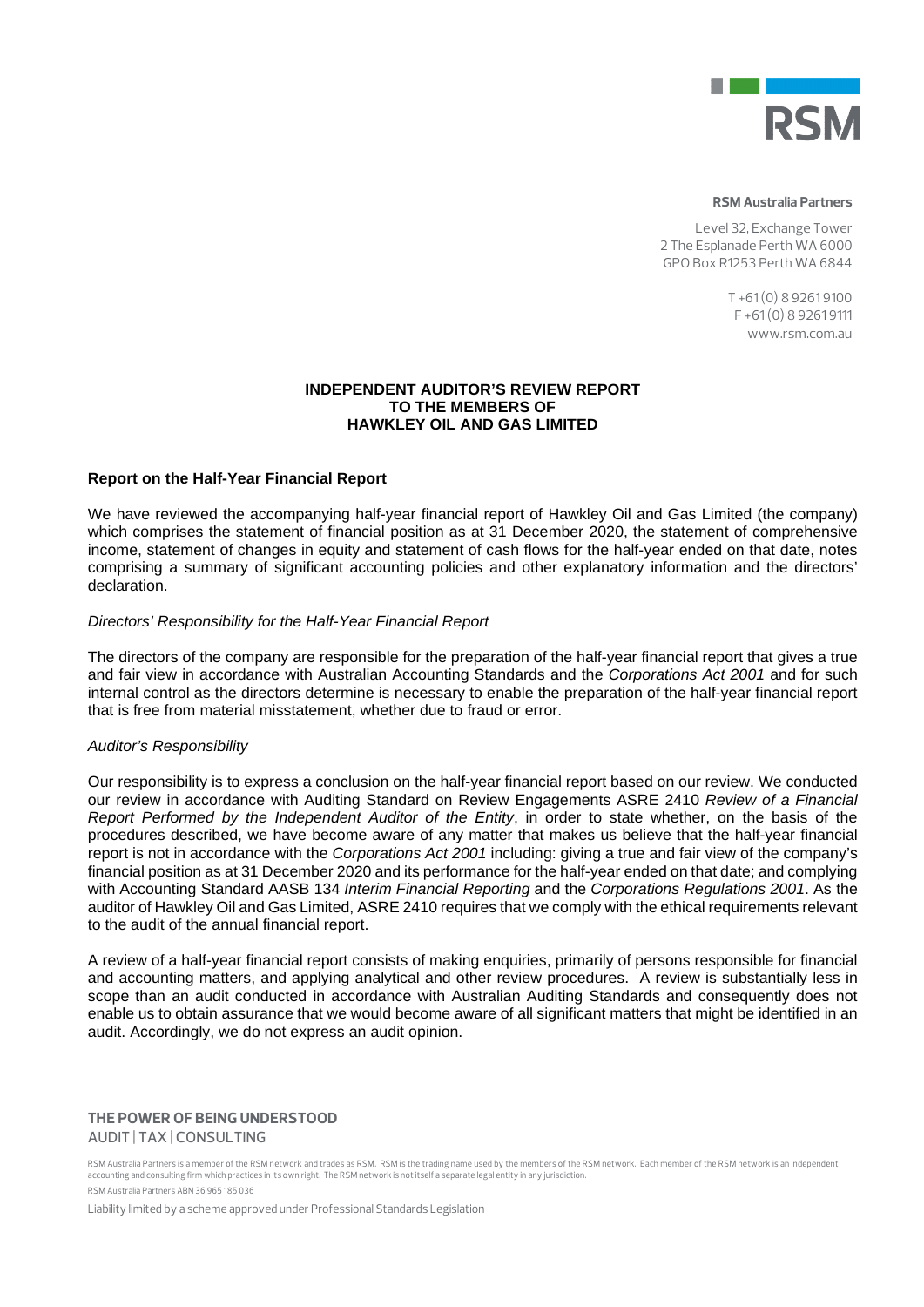**RSM Australia Partners**

Level 32, Exchange Tower
2 The Esplanade Perth WA 6000
GPO Box R1253 Perth WA 6844

T +61 (0) 8 9261 9100
F +61 (0) 8 9261 9111
www.rsm.com.au

# INDEPENDENT AUDITOR'S REVIEW REPORT TO THE MEMBERS OF HAWKLEY OIL AND GAS LIMITED

## Report on the Half-Year Financial Report

We have reviewed the accompanying half-year financial report of Hawkley Oil and Gas Limited (the company) which comprises the statement of financial position as at 31 December 2020, the statement of comprehensive income, statement of changes in equity and statement of cash flows for the half-year ended on that date, notes comprising a summary of significant accounting policies and other explanatory information and the directors' declaration.

*Directors' Responsibility for the Half-Year Financial Report*

The directors of the company are responsible for the preparation of the half-year financial report that gives a true and fair view in accordance with Australian Accounting Standards and the *Corporations Act 2001* and for such internal control as the directors determine is necessary to enable the preparation of the half-year financial report that is free from material misstatement, whether due to fraud or error.

*Auditor's Responsibility*

Our responsibility is to express a conclusion on the half-year financial report based on our review. We conducted our review in accordance with Auditing Standard on Review Engagements ASRE 2410 *Review of a Financial Report Performed by the Independent Auditor of the Entity*, in order to state whether, on the basis of the procedures described, we have become aware of any matter that makes us believe that the half-year financial report is not in accordance with the *Corporations Act 2001* including: giving a true and fair view of the company's financial position as at 31 December 2020 and its performance for the half-year ended on that date; and complying with Accounting Standard AASB 134 *Interim Financial Reporting* and the *Corporations Regulations 2001*. As the auditor of Hawkley Oil and Gas Limited, ASRE 2410 requires that we comply with the ethical requirements relevant to the audit of the annual financial report.

A review of a half-year financial report consists of making enquiries, primarily of persons responsible for financial and accounting matters, and applying analytical and other review procedures. A review is substantially less in scope than an audit conducted in accordance with Australian Auditing Standards and consequently does not enable us to obtain assurance that we would become aware of all significant matters that might be identified in an audit. Accordingly, we do not express an audit opinion.

**THE POWER OF BEING UNDERSTOOD**
AUDIT | TAX | CONSULTING

RSM Australia Partners is a member of the RSM network and trades as RSM. RSM is the trading name used by the members of the RSM network. Each member of the RSM network is an independent accounting and consulting firm which practices in its own right. The RSM network is not itself a separate legal entity in any jurisdiction.

RSM Australia Partners ABN 36 965 185 036

Liability limited by a scheme approved under Professional Standards Legislation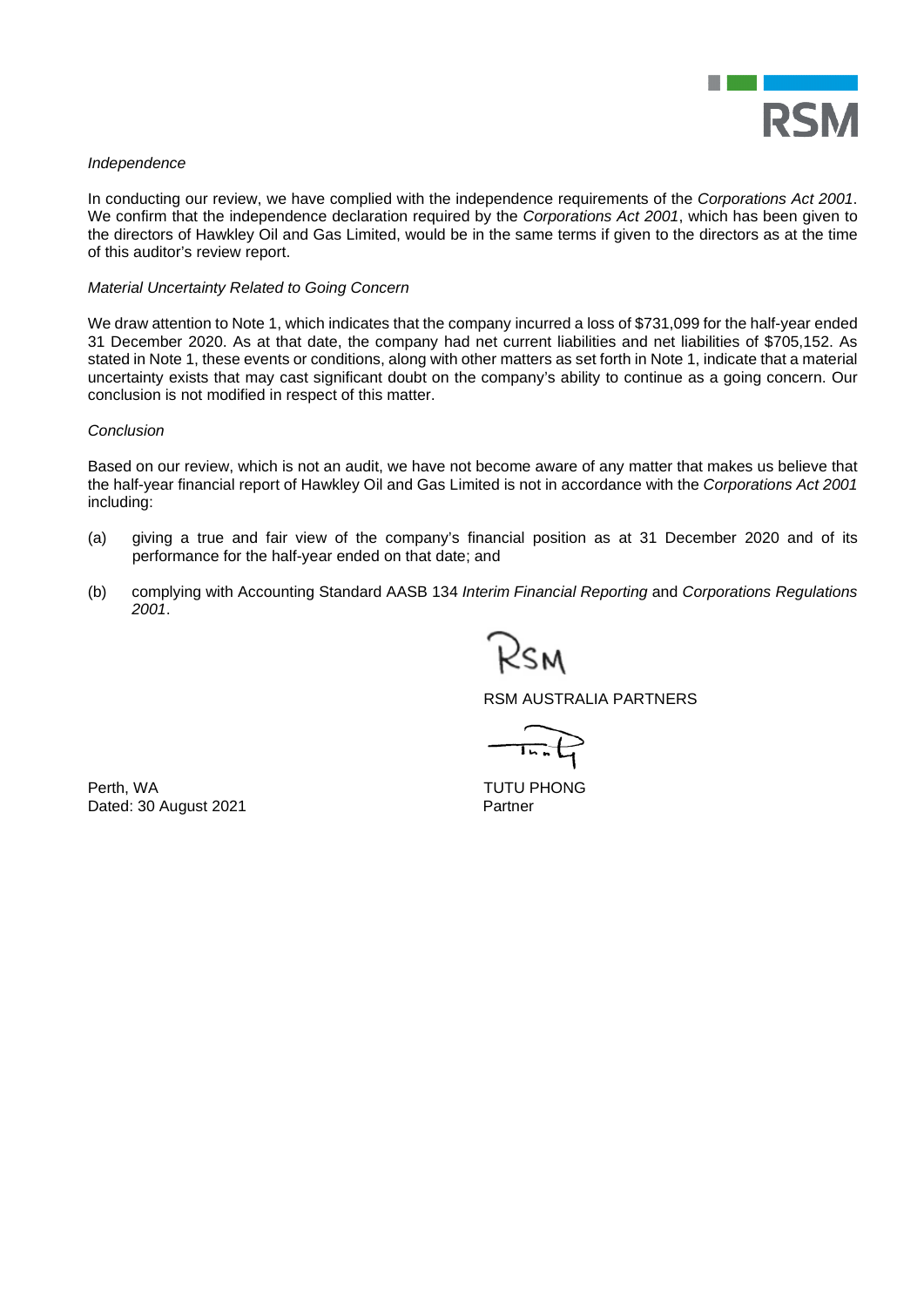*Independence*

In conducting our review, we have complied with the independence requirements of the *Corporations Act 2001*. We confirm that the independence declaration required by the *Corporations Act 2001*, which has been given to the directors of Hawkley Oil and Gas Limited, would be in the same terms if given to the directors as at the time of this auditor's review report.

*Material Uncertainty Related to Going Concern*

We draw attention to Note 1, which indicates that the company incurred a loss of $731,099 for the half-year ended 31 December 2020. As at that date, the company had net current liabilities and net liabilities of $705,152. As stated in Note 1, these events or conditions, along with other matters as set forth in Note 1, indicate that a material uncertainty exists that may cast significant doubt on the company's ability to continue as a going concern. Our conclusion is not modified in respect of this matter.

*Conclusion*

Based on our review, which is not an audit, we have not become aware of any matter that makes us believe that the half-year financial report of Hawkley Oil and Gas Limited is not in accordance with the *Corporations Act 2001* including:

(a) giving a true and fair view of the company's financial position as at 31 December 2020 and of its performance for the half-year ended on that date; and

(b) complying with Accounting Standard AASB 134 *Interim Financial Reporting* and *Corporations Regulations 2001*.

RSM

RSM AUSTRALIA PARTNERS

TUTU PHONG
Partner

Perth, WA
Dated: 30 August 2021